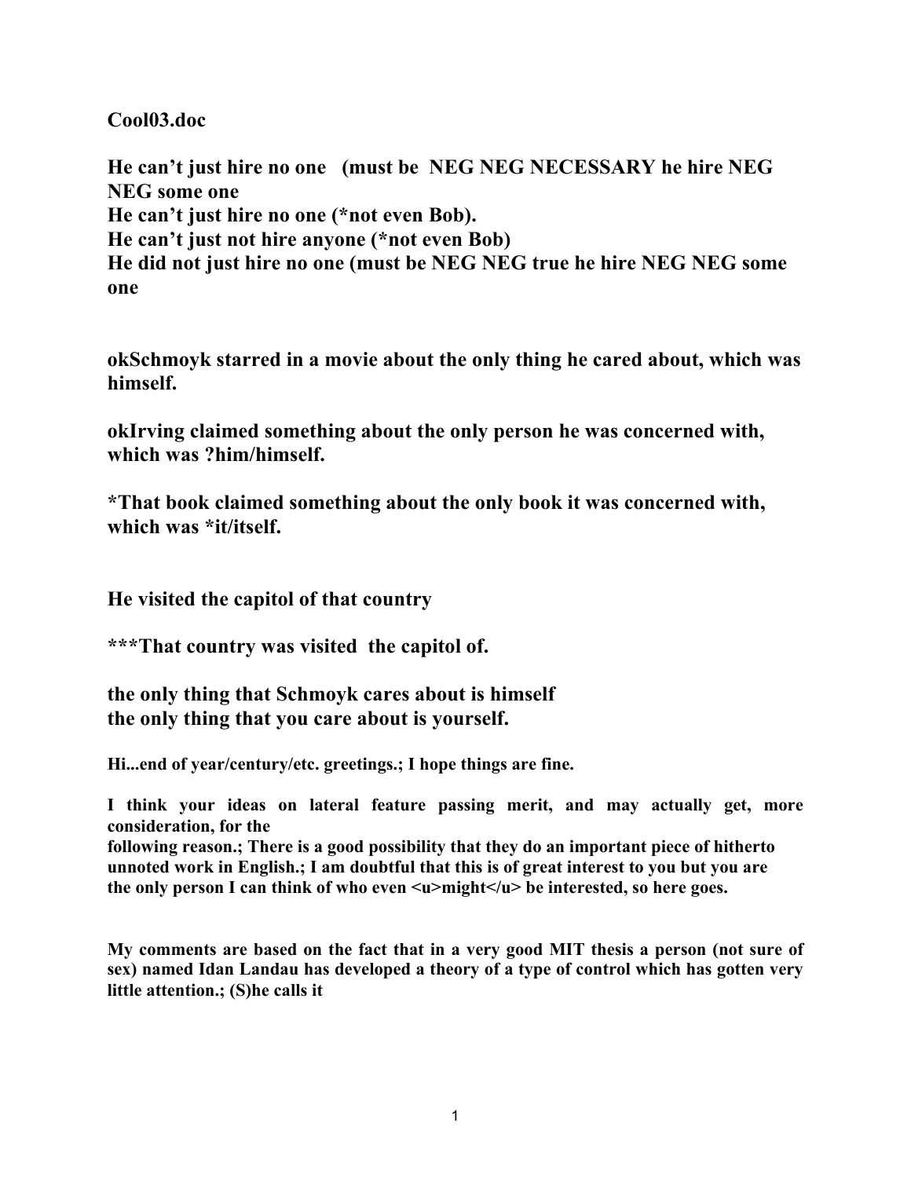**Cool03.doc**

**He can't just hire no one   (must be  NEG NEG NECESSARY he hire NEG NEG some one**
**He can't just hire no one (*not even Bob).**
**He can't just not hire anyone (*not even Bob)**
**He did not just hire no one (must be NEG NEG true he hire NEG NEG some one**

**okSchmoyk starred in a movie about the only thing he cared about, which was himself.**

**okIrving claimed something about the only person he was concerned with, which was ?him/himself.**

***That book claimed something about the only book it was concerned with, which was *it/itself.**

**He visited the capitol of that country**

*****That country was visited  the capitol of.**

**the only thing that Schmoyk cares about is himself**
**the only thing that you care about is yourself.**

**Hi...end of year/century/etc. greetings.; I hope things are fine.**

**I think your ideas on lateral feature passing merit, and may actually get, more consideration, for the following reason.; There is a good possibility that they do an important piece of hitherto unnoted work in English.; I am doubtful that this is of great interest to you but you are the only person I can think of who even <u>might</u> be interested, so here goes.**

**My comments are based on the fact that in a very good MIT thesis a person (not sure of sex) named Idan Landau has developed a theory of a type of control which has gotten very little attention.; (S)he calls it**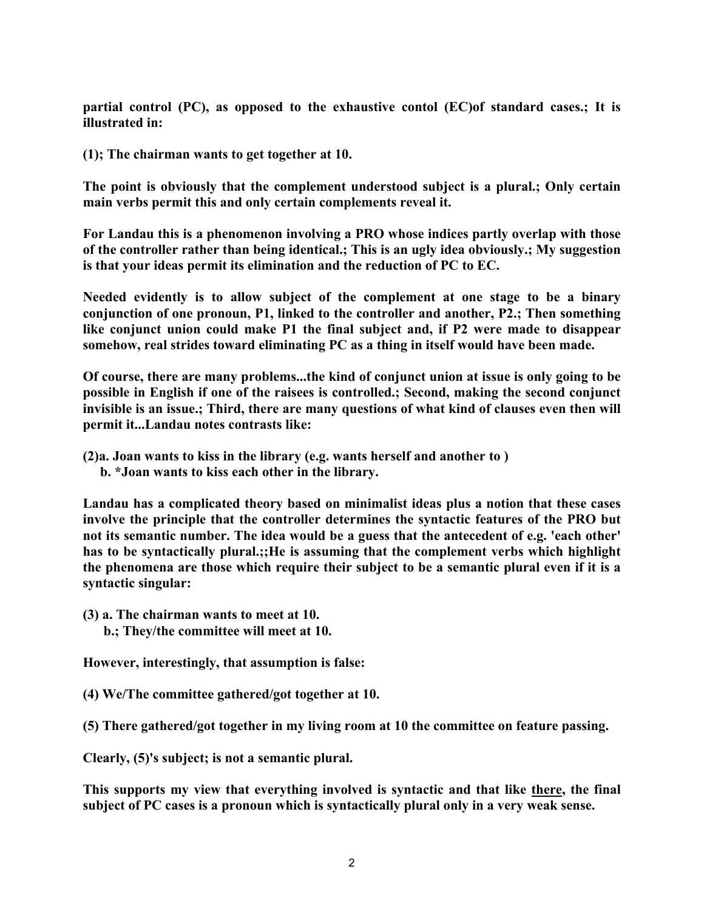**partial control (PC), as opposed to the exhaustive contol (EC)of standard cases.; It is illustrated in:**

**(1); The chairman wants to get together at 10.**

**The point is obviously that the complement understood subject is a plural.; Only certain main verbs permit this and only certain complements reveal it.**

**For Landau this is a phenomenon involving a PRO whose indices partly overlap with those of the controller rather than being identical.; This is an ugly idea obviously.; My suggestion is that your ideas permit its elimination and the reduction of PC to EC.**

**Needed evidently is to allow subject of the complement at one stage to be a binary conjunction of one pronoun, P1, linked to the controller and another, P2.; Then something like conjunct union could make P1 the final subject and, if P2 were made to disappear somehow, real strides toward eliminating PC as a thing in itself would have been made.**

**Of course, there are many problems...the kind of conjunct union at issue is only going to be possible in English if one of the raisees is controlled.; Second, making the second conjunct invisible is an issue.; Third, there are many questions of what kind of clauses even then will permit it...Landau notes contrasts like:**

**(2)a. Joan wants to kiss in the library (e.g. wants herself and another to )**
**b. *Joan wants to kiss each other in the library.**

**Landau has a complicated theory based on minimalist ideas plus a notion that these cases involve the principle that the controller determines the syntactic features of the PRO but not its semantic number. The idea would be a guess that the antecedent of e.g. 'each other' has to be syntactically plural.;;He is assuming that the complement verbs which highlight the phenomena are those which require their subject to be a semantic plural even if it is a syntactic singular:**

**(3) a. The chairman wants to meet at 10.**
**b.; They/the committee will meet at 10.**

**However, interestingly, that assumption is false:**

**(4) We/The committee gathered/got together at 10.**

**(5) There gathered/got together in my living room at 10 the committee on feature passing.**

**Clearly, (5)'s subject; is not a semantic plural.**

**This supports my view that everything involved is syntactic and that like <u>there</u>, the final subject of PC cases is a pronoun which is syntactically plural only in a very weak sense.**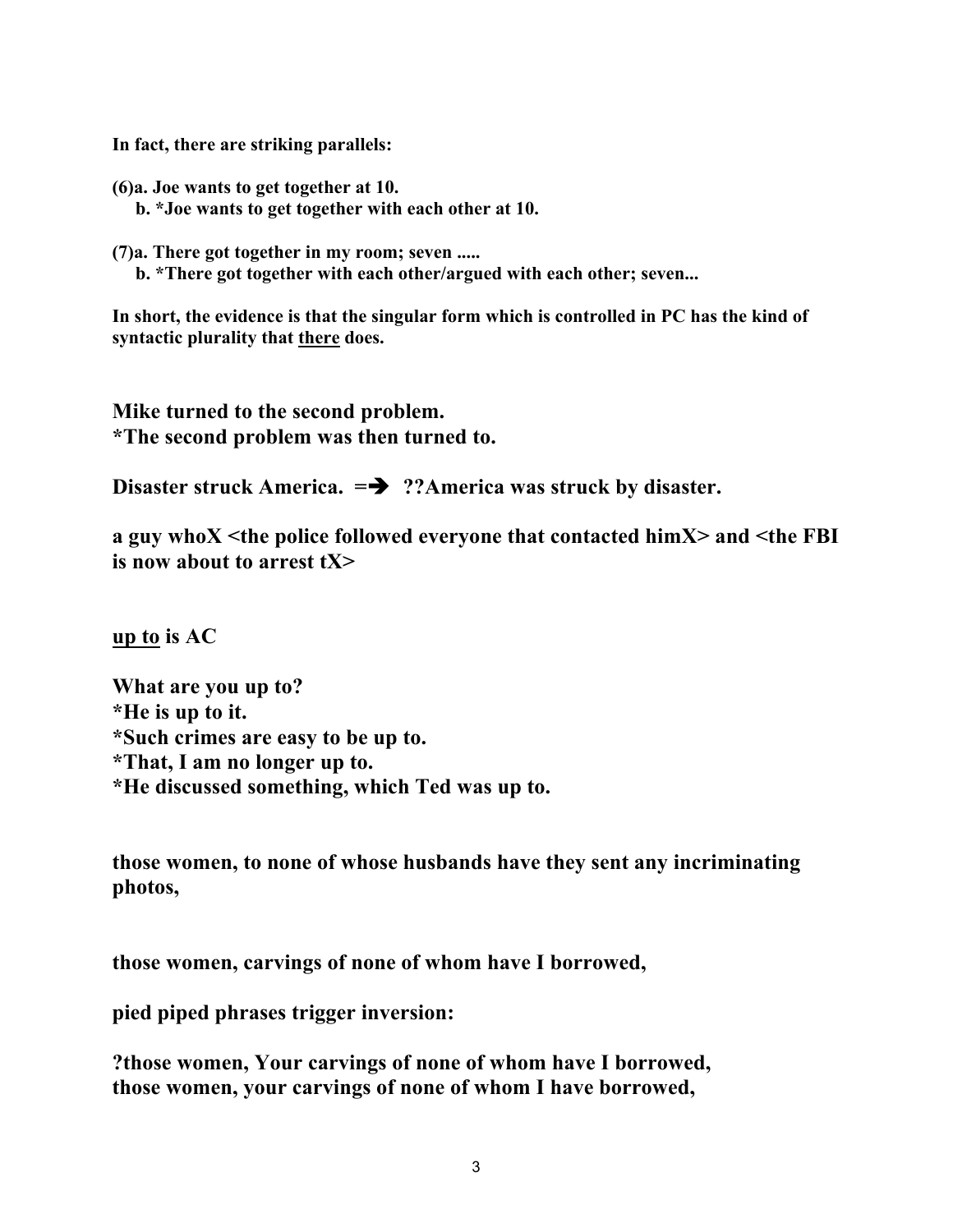**In fact, there are striking parallels:**

**(6)a. Joe wants to get together at 10.**
**b. *Joe wants to get together with each other at 10.**

**(7)a. There got together in my room; seven .....**
**b. *There got together with each other/argued with each other; seven...**

**In short, the evidence is that the singular form which is controlled in PC has the kind of syntactic plurality that <u>there</u> does.**

**Mike turned to the second problem.**
***The second problem was then turned to.**

**Disaster struck America. =➔ ??America was struck by disaster.**

**a guy whoX <the police followed everyone that contacted himX> and <the FBI is now about to arrest tX>**

**<u>up to</u> is AC**

**What are you up to?**
***He is up to it.**
***Such crimes are easy to be up to.**
***That, I am no longer up to.**
***He discussed something, which Ted was up to.**

**those women, to none of whose husbands have they sent any incriminating photos,**

**those women, carvings of none of whom have I borrowed,**

**pied piped phrases trigger inversion:**

**?those women, Your carvings of none of whom have I borrowed,**
**those women, your carvings of none of whom I have borrowed,**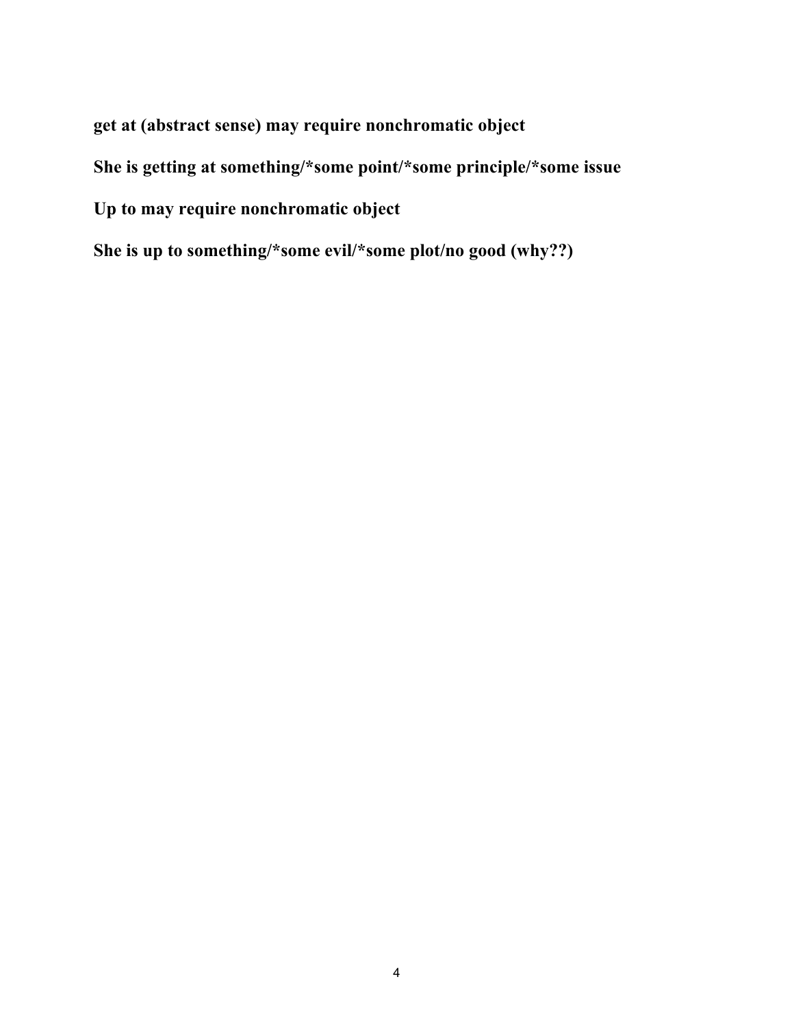**get at (abstract sense) may require nonchromatic object**

**She is getting at something/*some point/*some principle/*some issue**

**Up to may require nonchromatic object**

**She is up to something/*some evil/*some plot/no good (why??)**